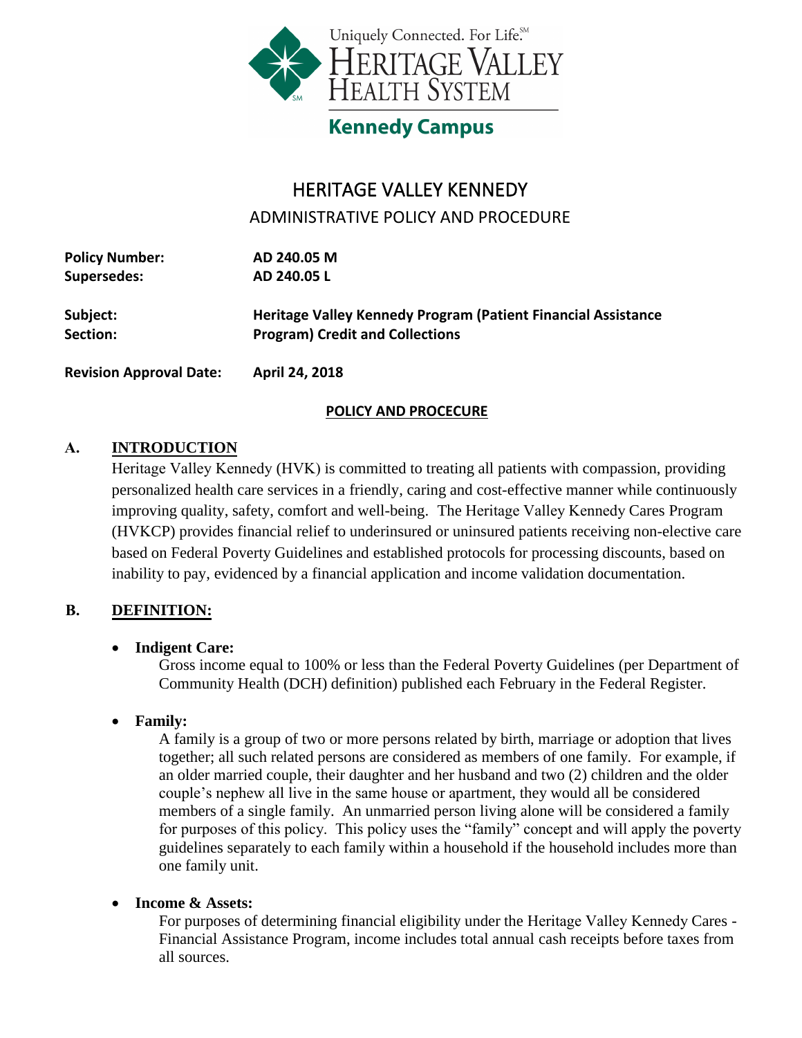Uniquely Connected. For Life.℠
HERITAGE VALLEY
HEALTH SYSTEM
**Kennedy Campus**

# HERITAGE VALLEY KENNEDY

## ADMINISTRATIVE POLICY AND PROCEDURE

**Policy Number:** **AD 240.05 M**
**Supersedes:** **AD 240.05 L**

**Subject:** **Heritage Valley Kennedy Program (Patient Financial Assistance**
**Section:** **Program) Credit and Collections**

**Revision Approval Date:** **April 24, 2018**

**POLICY AND PROCECURE**

## A. INTRODUCTION

Heritage Valley Kennedy (HVK) is committed to treating all patients with compassion, providing personalized health care services in a friendly, caring and cost-effective manner while continuously improving quality, safety, comfort and well-being. The Heritage Valley Kennedy Cares Program (HVKCP) provides financial relief to underinsured or uninsured patients receiving non-elective care based on Federal Poverty Guidelines and established protocols for processing discounts, based on inability to pay, evidenced by a financial application and income validation documentation.

## B. DEFINITION:

- **Indigent Care:**
  Gross income equal to 100% or less than the Federal Poverty Guidelines (per Department of Community Health (DCH) definition) published each February in the Federal Register.

- **Family:**
  A family is a group of two or more persons related by birth, marriage or adoption that lives together; all such related persons are considered as members of one family. For example, if an older married couple, their daughter and her husband and two (2) children and the older couple's nephew all live in the same house or apartment, they would all be considered members of a single family. An unmarried person living alone will be considered a family for purposes of this policy. This policy uses the "family" concept and will apply the poverty guidelines separately to each family within a household if the household includes more than one family unit.

- **Income & Assets:**
  For purposes of determining financial eligibility under the Heritage Valley Kennedy Cares - Financial Assistance Program, income includes total annual cash receipts before taxes from all sources.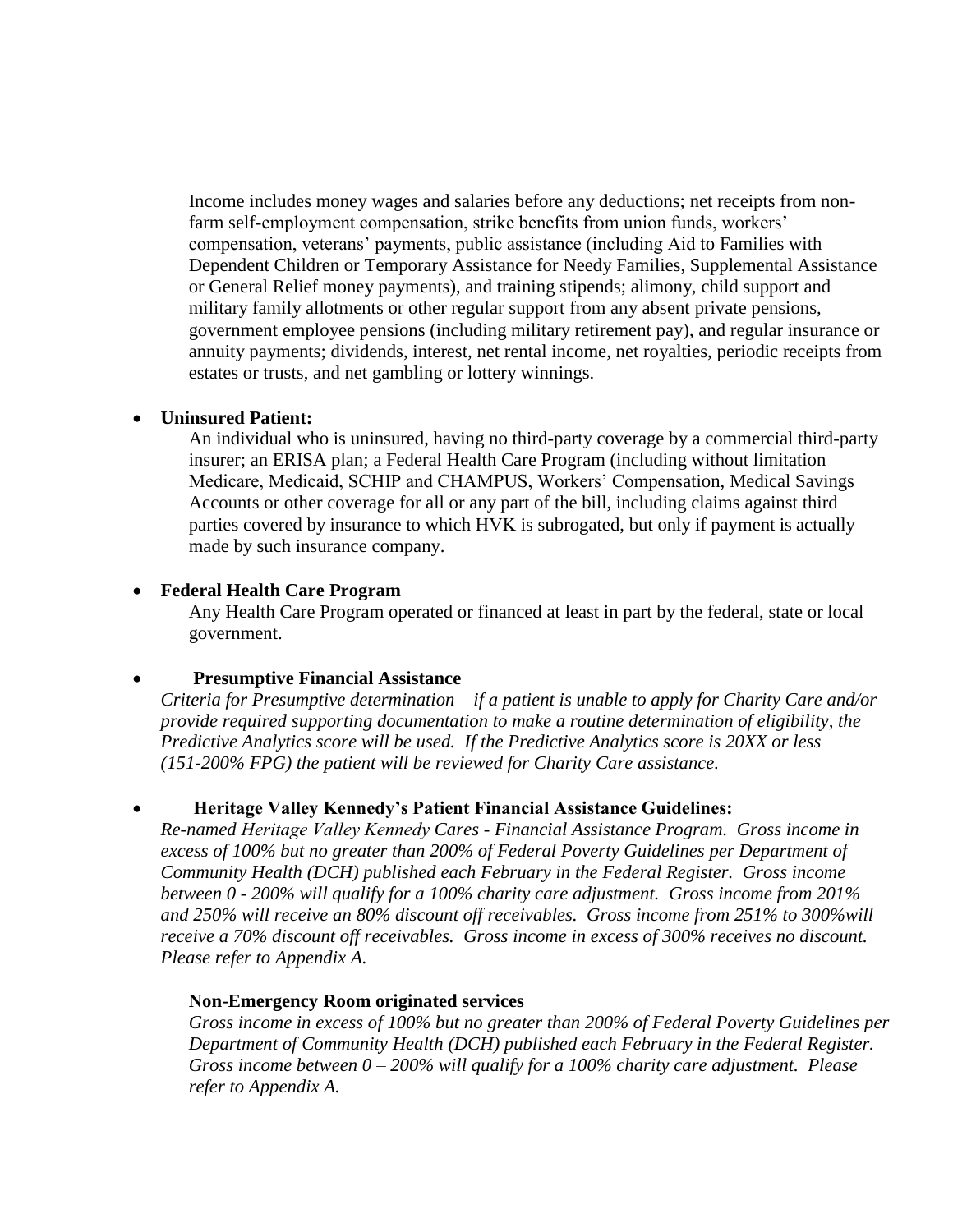Income includes money wages and salaries before any deductions; net receipts from non-farm self-employment compensation, strike benefits from union funds, workers' compensation, veterans' payments, public assistance (including Aid to Families with Dependent Children or Temporary Assistance for Needy Families, Supplemental Assistance or General Relief money payments), and training stipends; alimony, child support and military family allotments or other regular support from any absent private pensions, government employee pensions (including military retirement pay), and regular insurance or annuity payments; dividends, interest, net rental income, net royalties, periodic receipts from estates or trusts, and net gambling or lottery winnings.

- **Uninsured Patient:**

  An individual who is uninsured, having no third-party coverage by a commercial third-party insurer; an ERISA plan; a Federal Health Care Program (including without limitation Medicare, Medicaid, SCHIP and CHAMPUS, Workers' Compensation, Medical Savings Accounts or other coverage for all or any part of the bill, including claims against third parties covered by insurance to which HVK is subrogated, but only if payment is actually made by such insurance company.

- **Federal Health Care Program**

  Any Health Care Program operated or financed at least in part by the federal, state or local government.

- **Presumptive Financial Assistance**

  *Criteria for Presumptive determination – if a patient is unable to apply for Charity Care and/or provide required supporting documentation to make a routine determination of eligibility, the Predictive Analytics score will be used. If the Predictive Analytics score is 20XX or less (151-200% FPG) the patient will be reviewed for Charity Care assistance.*

- **Heritage Valley Kennedy's Patient Financial Assistance Guidelines:**

  *Re-named Heritage Valley Kennedy Cares - Financial Assistance Program. Gross income in excess of 100% but no greater than 200% of Federal Poverty Guidelines per Department of Community Health (DCH) published each February in the Federal Register. Gross income between 0 - 200% will qualify for a 100% charity care adjustment. Gross income from 201% and 250% will receive an 80% discount off receivables. Gross income from 251% to 300%will receive a 70% discount off receivables. Gross income in excess of 300% receives no discount. Please refer to Appendix A.*

  **Non-Emergency Room originated services**

  *Gross income in excess of 100% but no greater than 200% of Federal Poverty Guidelines per Department of Community Health (DCH) published each February in the Federal Register. Gross income between 0 – 200% will qualify for a 100% charity care adjustment. Please refer to Appendix A.*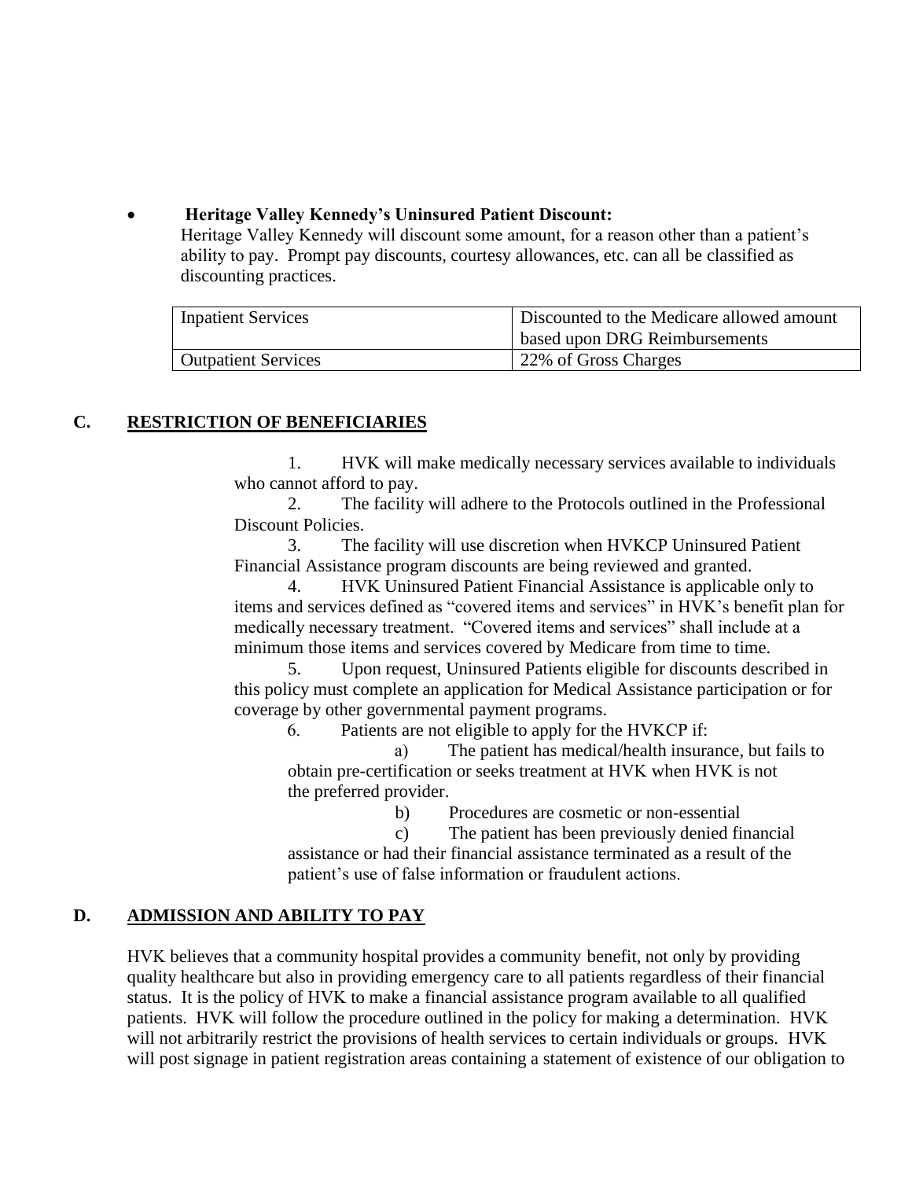- **Heritage Valley Kennedy's Uninsured Patient Discount:**
  Heritage Valley Kennedy will discount some amount, for a reason other than a patient's ability to pay. Prompt pay discounts, courtesy allowances, etc. can all be classified as discounting practices.

| Inpatient Services | Discounted to the Medicare allowed amount based upon DRG Reimbursements |
|---|---|
| Outpatient Services | 22% of Gross Charges |

## C. RESTRICTION OF BENEFICIARIES

1. HVK will make medically necessary services available to individuals who cannot afford to pay.
2. The facility will adhere to the Protocols outlined in the Professional Discount Policies.
3. The facility will use discretion when HVKCP Uninsured Patient Financial Assistance program discounts are being reviewed and granted.
4. HVK Uninsured Patient Financial Assistance is applicable only to items and services defined as "covered items and services" in HVK's benefit plan for medically necessary treatment. "Covered items and services" shall include at a minimum those items and services covered by Medicare from time to time.
5. Upon request, Uninsured Patients eligible for discounts described in this policy must complete an application for Medical Assistance participation or for coverage by other governmental payment programs.
6. Patients are not eligible to apply for the HVKCP if:
   a) The patient has medical/health insurance, but fails to obtain pre-certification or seeks treatment at HVK when HVK is not the preferred provider.
   b) Procedures are cosmetic or non-essential
   c) The patient has been previously denied financial assistance or had their financial assistance terminated as a result of the patient's use of false information or fraudulent actions.

## D. ADMISSION AND ABILITY TO PAY

HVK believes that a community hospital provides a community benefit, not only by providing quality healthcare but also in providing emergency care to all patients regardless of their financial status. It is the policy of HVK to make a financial assistance program available to all qualified patients. HVK will follow the procedure outlined in the policy for making a determination. HVK will not arbitrarily restrict the provisions of health services to certain individuals or groups. HVK will post signage in patient registration areas containing a statement of existence of our obligation to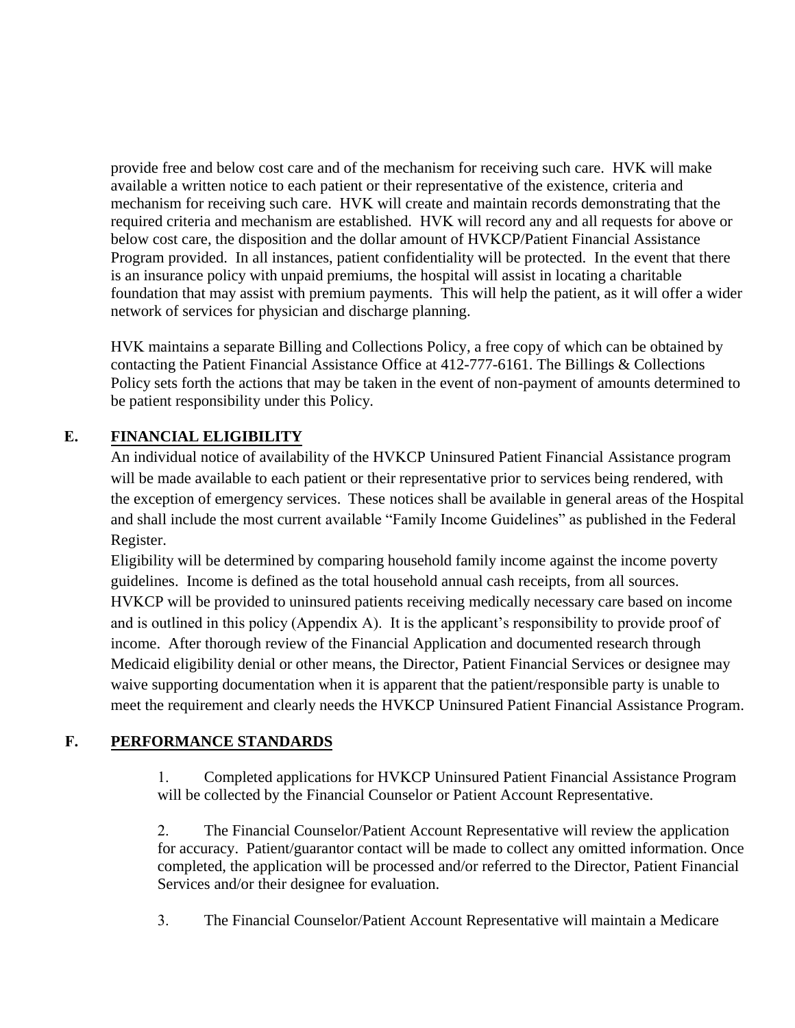provide free and below cost care and of the mechanism for receiving such care. HVK will make available a written notice to each patient or their representative of the existence, criteria and mechanism for receiving such care. HVK will create and maintain records demonstrating that the required criteria and mechanism are established. HVK will record any and all requests for above or below cost care, the disposition and the dollar amount of HVKCP/Patient Financial Assistance Program provided. In all instances, patient confidentiality will be protected. In the event that there is an insurance policy with unpaid premiums, the hospital will assist in locating a charitable foundation that may assist with premium payments. This will help the patient, as it will offer a wider network of services for physician and discharge planning.

HVK maintains a separate Billing and Collections Policy, a free copy of which can be obtained by contacting the Patient Financial Assistance Office at 412-777-6161. The Billings & Collections Policy sets forth the actions that may be taken in the event of non-payment of amounts determined to be patient responsibility under this Policy.

## E. FINANCIAL ELIGIBILITY

An individual notice of availability of the HVKCP Uninsured Patient Financial Assistance program will be made available to each patient or their representative prior to services being rendered, with the exception of emergency services. These notices shall be available in general areas of the Hospital and shall include the most current available "Family Income Guidelines" as published in the Federal Register.

Eligibility will be determined by comparing household family income against the income poverty guidelines. Income is defined as the total household annual cash receipts, from all sources. HVKCP will be provided to uninsured patients receiving medically necessary care based on income and is outlined in this policy (Appendix A). It is the applicant's responsibility to provide proof of income. After thorough review of the Financial Application and documented research through Medicaid eligibility denial or other means, the Director, Patient Financial Services or designee may waive supporting documentation when it is apparent that the patient/responsible party is unable to meet the requirement and clearly needs the HVKCP Uninsured Patient Financial Assistance Program.

## F. PERFORMANCE STANDARDS

1. Completed applications for HVKCP Uninsured Patient Financial Assistance Program will be collected by the Financial Counselor or Patient Account Representative.

2. The Financial Counselor/Patient Account Representative will review the application for accuracy. Patient/guarantor contact will be made to collect any omitted information. Once completed, the application will be processed and/or referred to the Director, Patient Financial Services and/or their designee for evaluation.

3. The Financial Counselor/Patient Account Representative will maintain a Medicare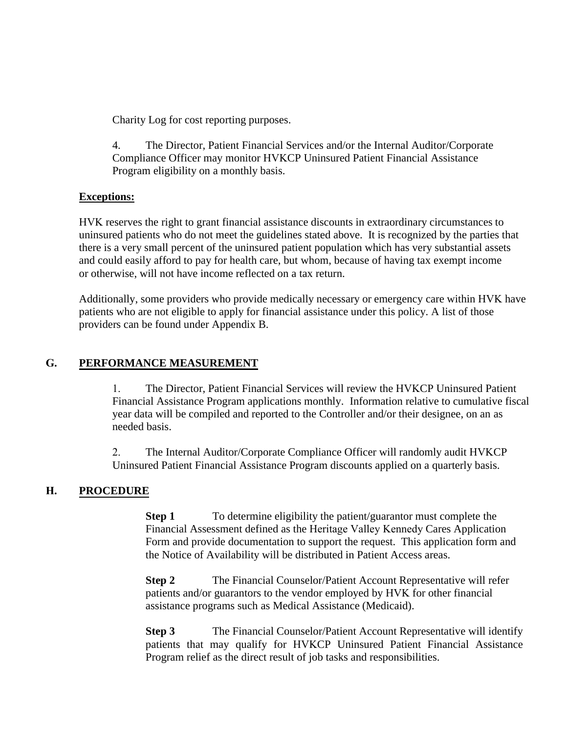Charity Log for cost reporting purposes.

4. The Director, Patient Financial Services and/or the Internal Auditor/Corporate Compliance Officer may monitor HVKCP Uninsured Patient Financial Assistance Program eligibility on a monthly basis.

**Exceptions:**

HVK reserves the right to grant financial assistance discounts in extraordinary circumstances to uninsured patients who do not meet the guidelines stated above. It is recognized by the parties that there is a very small percent of the uninsured patient population which has very substantial assets and could easily afford to pay for health care, but whom, because of having tax exempt income or otherwise, will not have income reflected on a tax return.

Additionally, some providers who provide medically necessary or emergency care within HVK have patients who are not eligible to apply for financial assistance under this policy. A list of those providers can be found under Appendix B.

## G. PERFORMANCE MEASUREMENT

1. The Director, Patient Financial Services will review the HVKCP Uninsured Patient Financial Assistance Program applications monthly. Information relative to cumulative fiscal year data will be compiled and reported to the Controller and/or their designee, on an as needed basis.

2. The Internal Auditor/Corporate Compliance Officer will randomly audit HVKCP Uninsured Patient Financial Assistance Program discounts applied on a quarterly basis.

## H. PROCEDURE

**Step 1** To determine eligibility the patient/guarantor must complete the Financial Assessment defined as the Heritage Valley Kennedy Cares Application Form and provide documentation to support the request. This application form and the Notice of Availability will be distributed in Patient Access areas.

**Step 2** The Financial Counselor/Patient Account Representative will refer patients and/or guarantors to the vendor employed by HVK for other financial assistance programs such as Medical Assistance (Medicaid).

**Step 3** The Financial Counselor/Patient Account Representative will identify patients that may qualify for HVKCP Uninsured Patient Financial Assistance Program relief as the direct result of job tasks and responsibilities.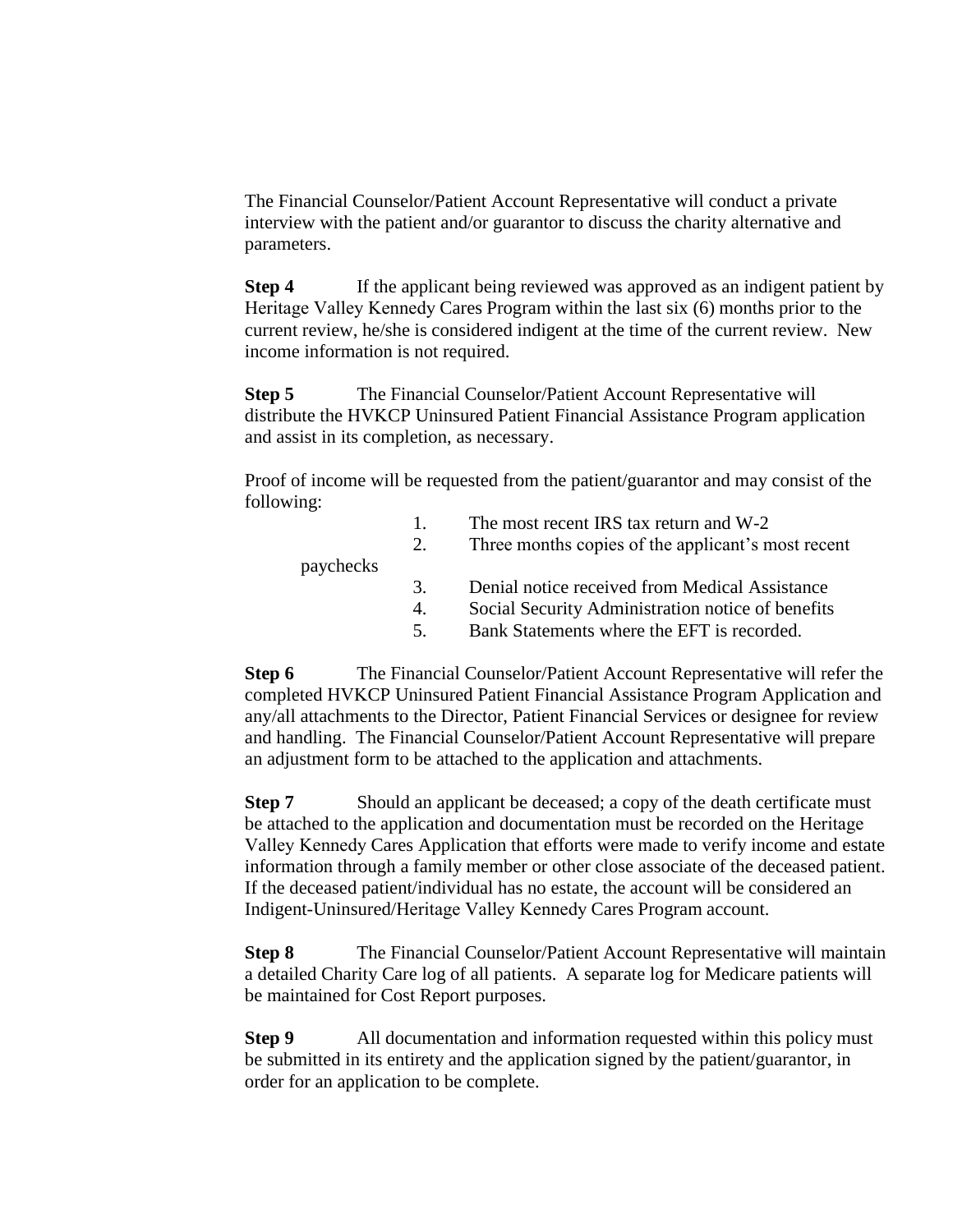The Financial Counselor/Patient Account Representative will conduct a private interview with the patient and/or guarantor to discuss the charity alternative and parameters.

**Step 4** If the applicant being reviewed was approved as an indigent patient by Heritage Valley Kennedy Cares Program within the last six (6) months prior to the current review, he/she is considered indigent at the time of the current review. New income information is not required.

**Step 5** The Financial Counselor/Patient Account Representative will distribute the HVKCP Uninsured Patient Financial Assistance Program application and assist in its completion, as necessary.

Proof of income will be requested from the patient/guarantor and may consist of the following:

1. The most recent IRS tax return and W-2
2. Three months copies of the applicant's most recent paychecks
3. Denial notice received from Medical Assistance
4. Social Security Administration notice of benefits
5. Bank Statements where the EFT is recorded.

**Step 6** The Financial Counselor/Patient Account Representative will refer the completed HVKCP Uninsured Patient Financial Assistance Program Application and any/all attachments to the Director, Patient Financial Services or designee for review and handling. The Financial Counselor/Patient Account Representative will prepare an adjustment form to be attached to the application and attachments.

**Step 7** Should an applicant be deceased; a copy of the death certificate must be attached to the application and documentation must be recorded on the Heritage Valley Kennedy Cares Application that efforts were made to verify income and estate information through a family member or other close associate of the deceased patient. If the deceased patient/individual has no estate, the account will be considered an Indigent-Uninsured/Heritage Valley Kennedy Cares Program account.

**Step 8** The Financial Counselor/Patient Account Representative will maintain a detailed Charity Care log of all patients. A separate log for Medicare patients will be maintained for Cost Report purposes.

**Step 9** All documentation and information requested within this policy must be submitted in its entirety and the application signed by the patient/guarantor, in order for an application to be complete.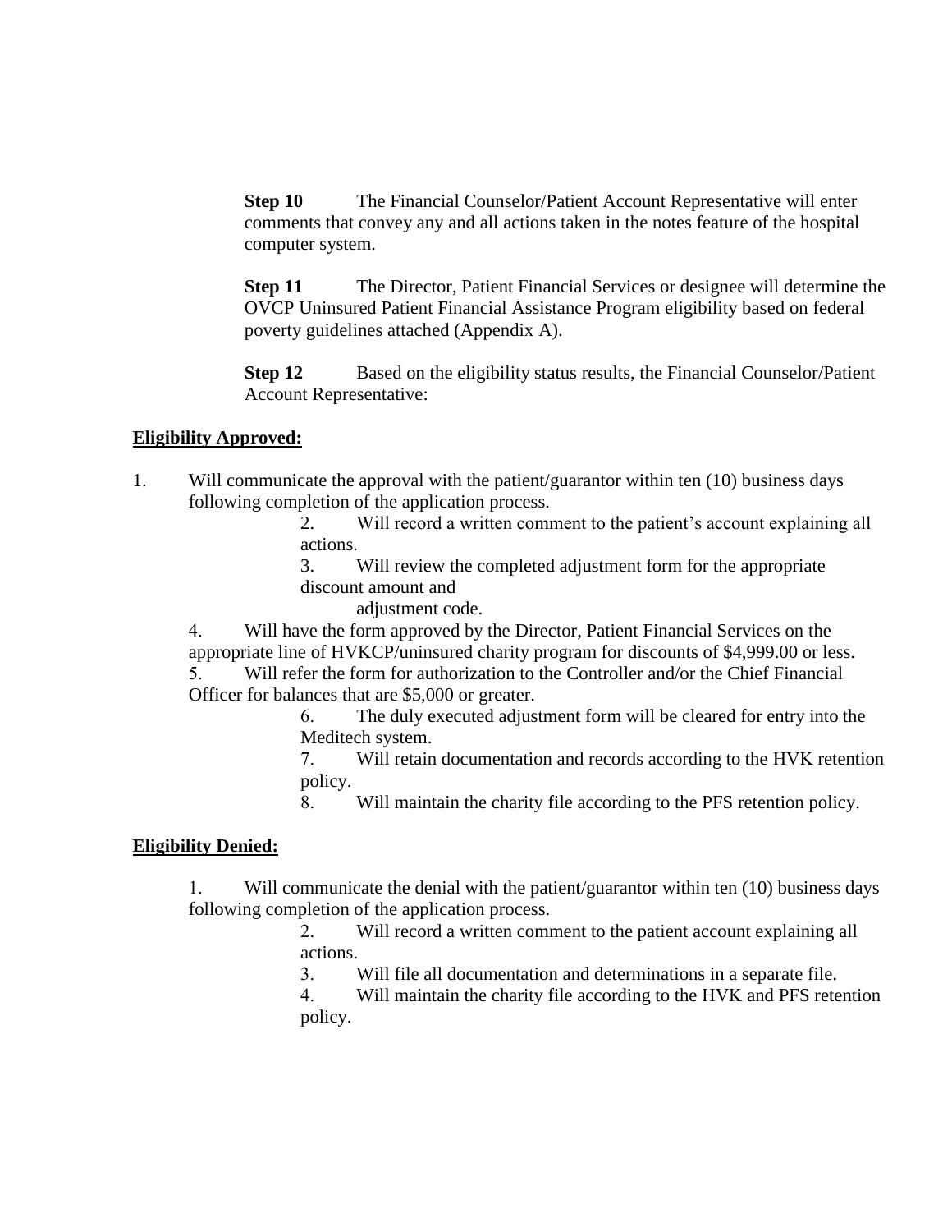**Step 10** The Financial Counselor/Patient Account Representative will enter comments that convey any and all actions taken in the notes feature of the hospital computer system.

**Step 11** The Director, Patient Financial Services or designee will determine the OVCP Uninsured Patient Financial Assistance Program eligibility based on federal poverty guidelines attached (Appendix A).

**Step 12** Based on the eligibility status results, the Financial Counselor/Patient Account Representative:

**<u>Eligibility Approved:</u>**

1. Will communicate the approval with the patient/guarantor within ten (10) business days following completion of the application process.
2. Will record a written comment to the patient's account explaining all actions.
3. Will review the completed adjustment form for the appropriate discount amount and adjustment code.
4. Will have the form approved by the Director, Patient Financial Services on the appropriate line of HVKCP/uninsured charity program for discounts of $4,999.00 or less.
5. Will refer the form for authorization to the Controller and/or the Chief Financial Officer for balances that are $5,000 or greater.
6. The duly executed adjustment form will be cleared for entry into the Meditech system.
7. Will retain documentation and records according to the HVK retention policy.
8. Will maintain the charity file according to the PFS retention policy.

**<u>Eligibility Denied:</u>**

1. Will communicate the denial with the patient/guarantor within ten (10) business days following completion of the application process.
2. Will record a written comment to the patient account explaining all actions.
3. Will file all documentation and determinations in a separate file.
4. Will maintain the charity file according to the HVK and PFS retention policy.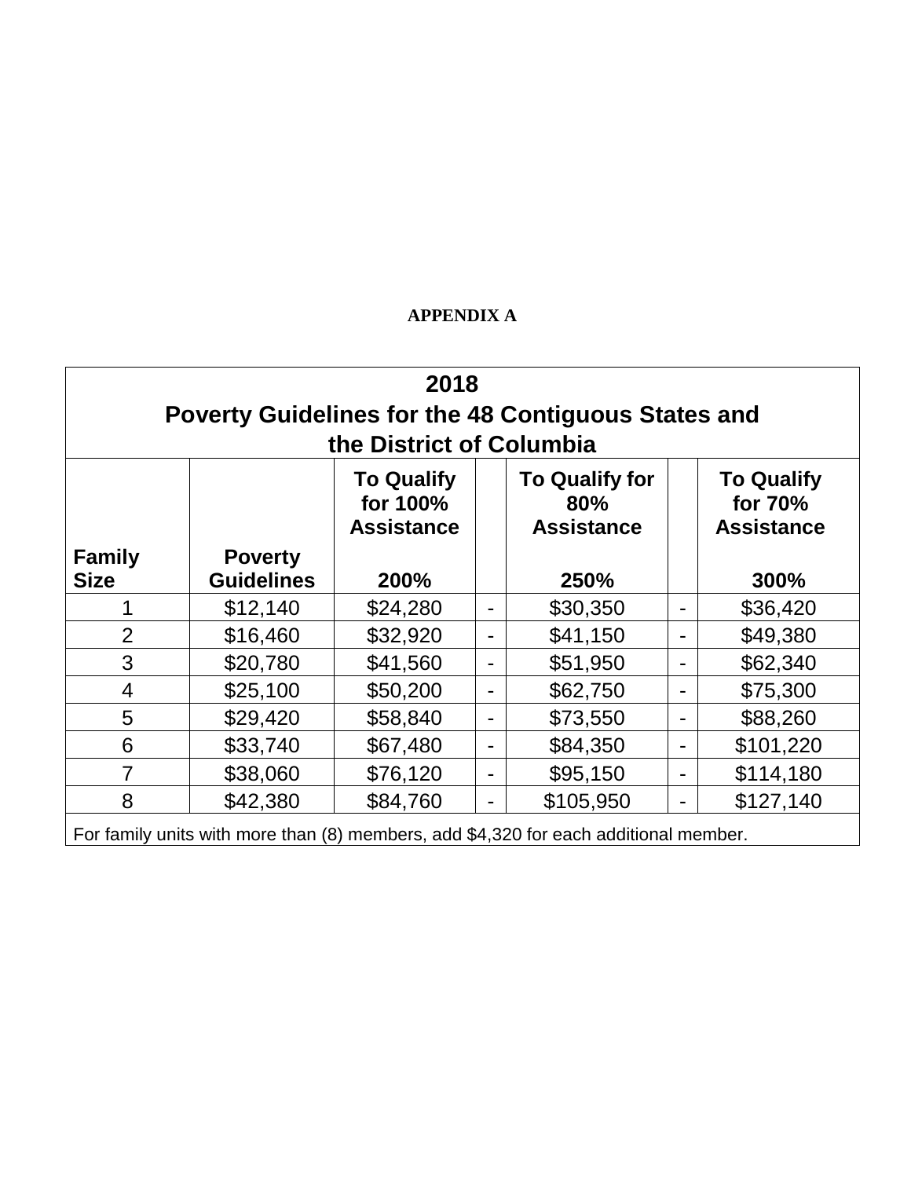**APPENDIX A**

| 2018<br>Poverty Guidelines for the 48 Contiguous States and the District of Columbia | | | | | | |
|---|---|---|---|---|---|---|
| **Family Size** | **Poverty Guidelines** | **To Qualify for 100% Assistance**<br>**200%** | | **To Qualify for 80% Assistance**<br>**250%** | | **To Qualify for 70% Assistance**<br>**300%** |
| 1 | $12,140 | $24,280 | - | $30,350 | - | $36,420 |
| 2 | $16,460 | $32,920 | - | $41,150 | - | $49,380 |
| 3 | $20,780 | $41,560 | - | $51,950 | - | $62,340 |
| 4 | $25,100 | $50,200 | - | $62,750 | - | $75,300 |
| 5 | $29,420 | $58,840 | - | $73,550 | - | $88,260 |
| 6 | $33,740 | $67,480 | - | $84,350 | - | $101,220 |
| 7 | $38,060 | $76,120 | - | $95,150 | - | $114,180 |
| 8 | $42,380 | $84,760 | - | $105,950 | - | $127,140 |
| For family units with more than (8) members, add $4,320 for each additional member. | | | | | | |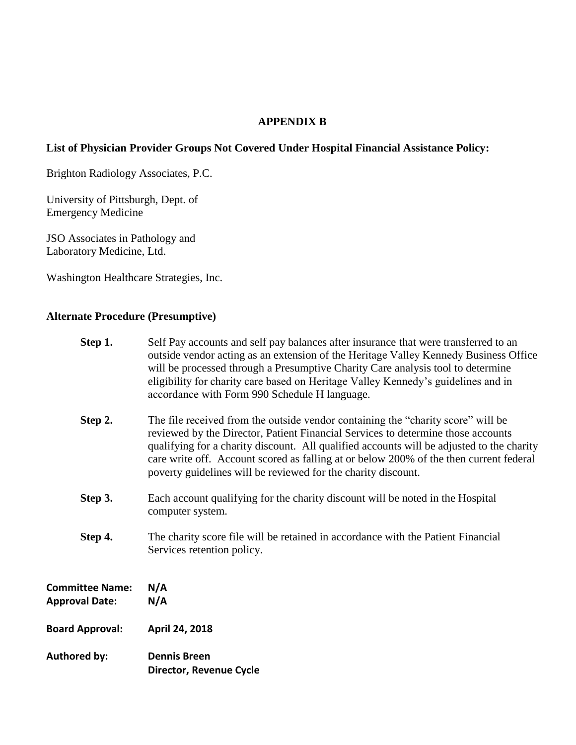## APPENDIX B

**List of Physician Provider Groups Not Covered Under Hospital Financial Assistance Policy:**

Brighton Radiology Associates, P.C.

University of Pittsburgh, Dept. of Emergency Medicine

JSO Associates in Pathology and Laboratory Medicine, Ltd.

Washington Healthcare Strategies, Inc.

**Alternate Procedure (Presumptive)**

**Step 1.** Self Pay accounts and self pay balances after insurance that were transferred to an outside vendor acting as an extension of the Heritage Valley Kennedy Business Office will be processed through a Presumptive Charity Care analysis tool to determine eligibility for charity care based on Heritage Valley Kennedy's guidelines and in accordance with Form 990 Schedule H language.

**Step 2.** The file received from the outside vendor containing the "charity score" will be reviewed by the Director, Patient Financial Services to determine those accounts qualifying for a charity discount. All qualified accounts will be adjusted to the charity care write off. Account scored as falling at or below 200% of the then current federal poverty guidelines will be reviewed for the charity discount.

**Step 3.** Each account qualifying for the charity discount will be noted in the Hospital computer system.

**Step 4.** The charity score file will be retained in accordance with the Patient Financial Services retention policy.

**Committee Name:** **N/A**
**Approval Date:** **N/A**

**Board Approval:** **April 24, 2018**

**Authored by:** **Dennis Breen**
**Director, Revenue Cycle**